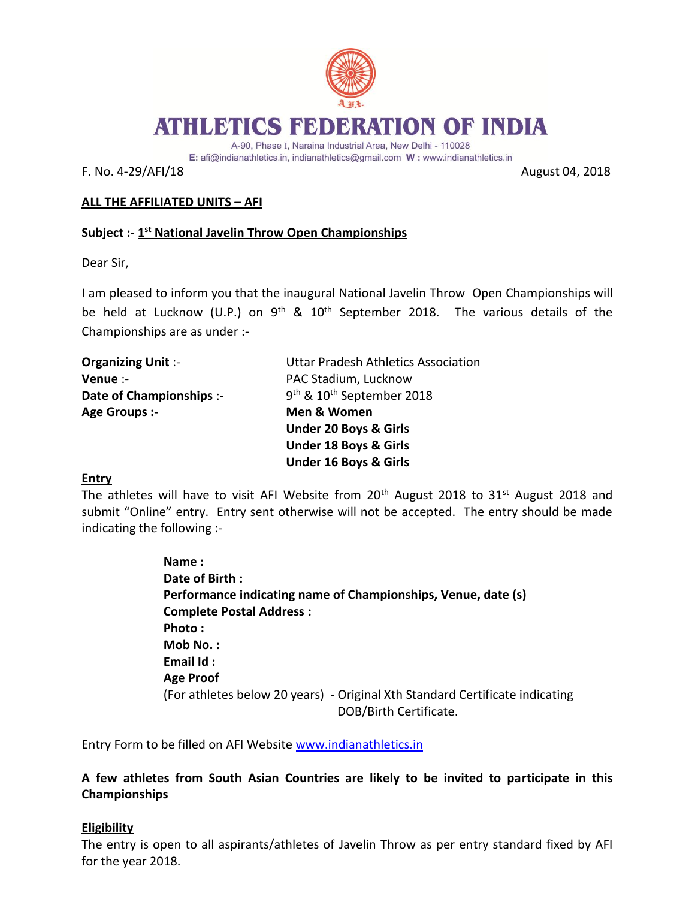# ATHLETICS FEDERATION OF INDIA

A-90, Phase I, Naraina Industrial Area, New Delhi - 110028
E: afi@indianathletics.in, indianathletics@gmail.com W : www.indianathletics.in

F. No. 4-29/AFI/18 August 04, 2018

**ALL THE AFFILIATED UNITS – AFI**

**Subject :- 1st National Javelin Throw Open Championships**

Dear Sir,

I am pleased to inform you that the inaugural National Javelin Throw Open Championships will be held at Lucknow (U.P.) on 9th & 10th September 2018. The various details of the Championships are as under :-

| | |
|---|---|
| **Organizing Unit** :- | Uttar Pradesh Athletics Association |
| **Venue** :- | PAC Stadium, Lucknow |
| **Date of Championships** :- | 9th & 10th September 2018 |
| **Age Groups :-** | **Men & Women** |
| | **Under 20 Boys & Girls** |
| | **Under 18 Boys & Girls** |
| | **Under 16 Boys & Girls** |

**Entry**

The athletes will have to visit AFI Website from 20th August 2018 to 31st August 2018 and submit "Online" entry. Entry sent otherwise will not be accepted. The entry should be made indicating the following :-

**Name :**
**Date of Birth :**
**Performance indicating name of Championships, Venue, date (s)**
**Complete Postal Address :**
**Photo :**
**Mob No. :**
**Email Id :**
**Age Proof**
(For athletes below 20 years) - Original Xth Standard Certificate indicating DOB/Birth Certificate.

Entry Form to be filled on AFI Website www.indianathletics.in

**A few athletes from South Asian Countries are likely to be invited to participate in this Championships**

**Eligibility**

The entry is open to all aspirants/athletes of Javelin Throw as per entry standard fixed by AFI for the year 2018.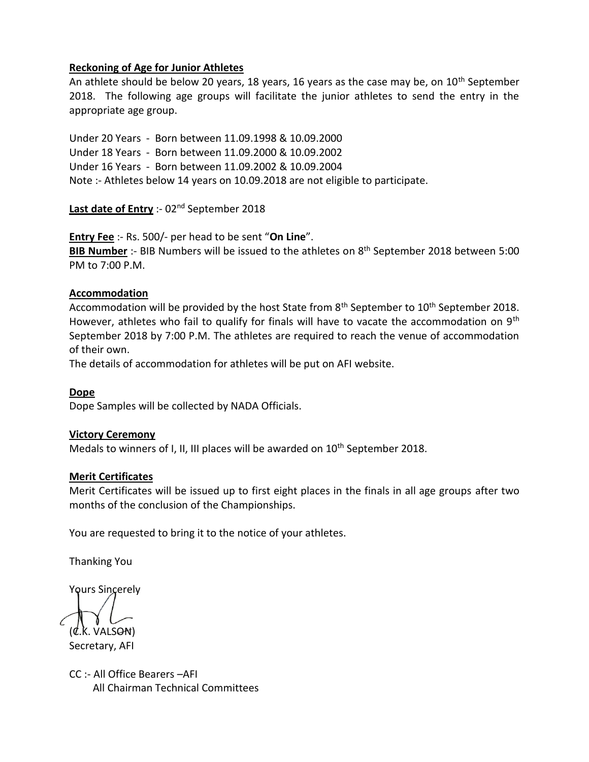**Reckoning of Age for Junior Athletes**

An athlete should be below 20 years, 18 years, 16 years as the case may be, on 10th September 2018. The following age groups will facilitate the junior athletes to send the entry in the appropriate age group.

Under 20 Years - Born between 11.09.1998 & 10.09.2000
Under 18 Years - Born between 11.09.2000 & 10.09.2002
Under 16 Years - Born between 11.09.2002 & 10.09.2004
Note :- Athletes below 14 years on 10.09.2018 are not eligible to participate.

**Last date of Entry** :- 02nd September 2018

**Entry Fee** :- Rs. 500/- per head to be sent "**On Line**".
**BIB Number** :- BIB Numbers will be issued to the athletes on 8th September 2018 between 5:00 PM to 7:00 P.M.

**Accommodation**

Accommodation will be provided by the host State from 8th September to 10th September 2018. However, athletes who fail to qualify for finals will have to vacate the accommodation on 9th September 2018 by 7:00 P.M. The athletes are required to reach the venue of accommodation of their own.
The details of accommodation for athletes will be put on AFI website.

**Dope**

Dope Samples will be collected by NADA Officials.

**Victory Ceremony**

Medals to winners of I, II, III places will be awarded on 10th September 2018.

**Merit Certificates**

Merit Certificates will be issued up to first eight places in the finals in all age groups after two months of the conclusion of the Championships.

You are requested to bring it to the notice of your athletes.

Thanking You

Yours Sincerely

(C.K. VALSON)
Secretary, AFI

CC :- All Office Bearers –AFI
All Chairman Technical Committees